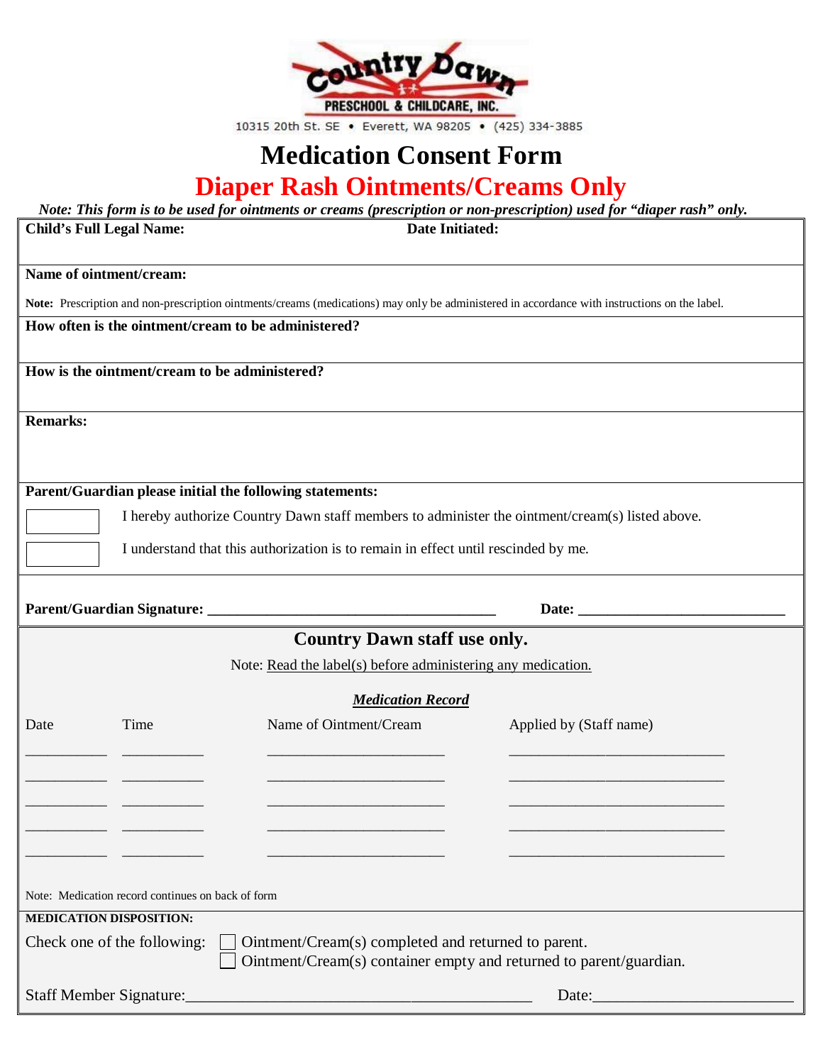Country Dawn PRESCHOOL & CHILDCARE, INC.

10315 20th St. SE • Everett, WA 98205 • (425) 334-3885

# Medication Consent Form

## Diaper Rash Ointments/Creams Only

***Note: This form is to be used for ointments or creams (prescription or non-prescription) used for "diaper rash" only.***

**Child's Full Legal Name:** **Date Initiated:**

**Name of ointment/cream:**

**Note:** Prescription and non-prescription ointments/creams (medications) may only be administered in accordance with instructions on the label.

**How often is the ointment/cream to be administered?**

**How is the ointment/cream to be administered?**

**Remarks:**

**Parent/Guardian please initial the following statements:**

[ ] I hereby authorize Country Dawn staff members to administer the ointment/cream(s) listed above.

[ ] I understand that this authorization is to remain in effect until rescinded by me.

**Parent/Guardian Signature:** ______________________________________ **Date:** ___________________________

## Country Dawn staff use only.

Note: Read the label(s) before administering any medication.

***Medication Record***

| Date | Time | Name of Ointment/Cream | Applied by (Staff name) |
|---|---|---|---|
| __________ | __________ | ______________________ | ___________________________ |
| __________ | __________ | ______________________ | ___________________________ |
| __________ | __________ | ______________________ | ___________________________ |
| __________ | __________ | ______________________ | ___________________________ |
| __________ | __________ | ______________________ | ___________________________ |

Note: Medication record continues on back of form

**MEDICATION DISPOSITION:**

Check one of the following:
- [ ] Ointment/Cream(s) completed and returned to parent.
- [ ] Ointment/Cream(s) container empty and returned to parent/guardian.

Staff Member Signature:__________________________________________ Date:________________________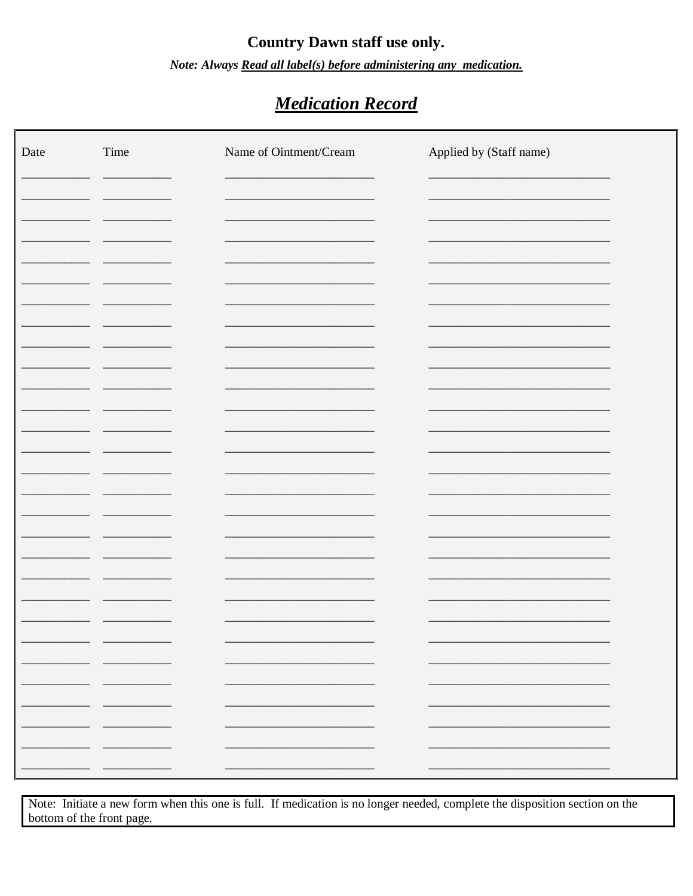**Country Dawn staff use only.**

***Note: Always <u>Read all label(s) before administering any medication.</u>***

## ***<u>Medication Record</u>***

| Date | Time | Name of Ointment/Cream | Applied by (Staff name) |
|---|---|---|---|
| | | | |
| | | | |
| | | | |
| | | | |
| | | | |
| | | | |
| | | | |
| | | | |
| | | | |
| | | | |
| | | | |
| | | | |
| | | | |
| | | | |
| | | | |
| | | | |
| | | | |
| | | | |
| | | | |
| | | | |
| | | | |
| | | | |
| | | | |
| | | | |
| | | | |
| | | | |
| | | | |
| | | | |
| | | | |

Note: Initiate a new form when this one is full. If medication is no longer needed, complete the disposition section on the bottom of the front page.